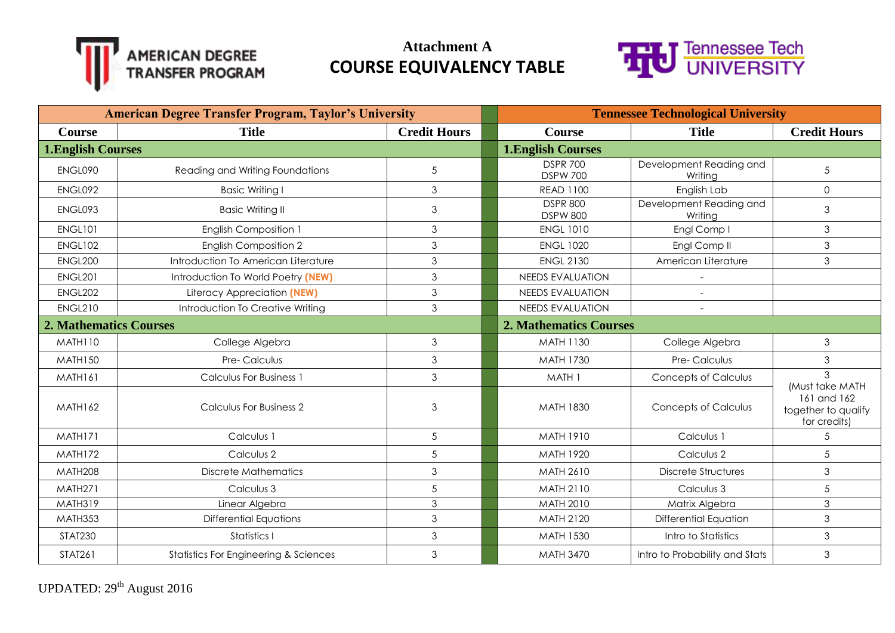# Attachment A
## COURSE EQUIVALENCY TABLE

| American Degree Transfer Program, Taylor's University | | | Tennessee Technological University | | |
|---|---|---|---|---|---|
| **Course** | **Title** | **Credit Hours** | **Course** | **Title** | **Credit Hours** |
| **1.English Courses** | | | **1.English Courses** | | |
| ENGL090 | Reading and Writing Foundations | 5 | DSPR 700 DSPW 700 | Development Reading and Writing | 5 |
| ENGL092 | Basic Writing I | 3 | READ 1100 | English Lab | 0 |
| ENGL093 | Basic Writing II | 3 | DSPR 800 DSPW 800 | Development Reading and Writing | 3 |
| ENGL101 | English Composition 1 | 3 | ENGL 1010 | Engl Comp I | 3 |
| ENGL102 | English Composition 2 | 3 | ENGL 1020 | Engl Comp II | 3 |
| ENGL200 | Introduction To American Literature | 3 | ENGL 2130 | American Literature | 3 |
| ENGL201 | Introduction To World Poetry **(NEW)** | 3 | NEEDS EVALUATION | - | |
| ENGL202 | Literacy Appreciation **(NEW)** | 3 | NEEDS EVALUATION | - | |
| ENGL210 | Introduction To Creative Writing | 3 | NEEDS EVALUATION | - | |
| **2. Mathematics Courses** | | | **2. Mathematics Courses** | | |
| MATH110 | College Algebra | 3 | MATH 1130 | College Algebra | 3 |
| MATH150 | Pre- Calculus | 3 | MATH 1730 | Pre- Calculus | 3 |
| MATH161 | Calculus For Business 1 | 3 | MATH 1 | Concepts of Calculus | 3 (Must take MATH 161 and 162 together to qualify for credits) |
| MATH162 | Calculus For Business 2 | 3 | MATH 1830 | Concepts of Calculus | |
| MATH171 | Calculus 1 | 5 | MATH 1910 | Calculus 1 | 5 |
| MATH172 | Calculus 2 | 5 | MATH 1920 | Calculus 2 | 5 |
| MATH208 | Discrete Mathematics | 3 | MATH 2610 | Discrete Structures | 3 |
| MATH271 | Calculus 3 | 5 | MATH 2110 | Calculus 3 | 5 |
| MATH319 | Linear Algebra | 3 | MATH 2010 | Matrix Algebra | 3 |
| MATH353 | Differential Equations | 3 | MATH 2120 | Differential Equation | 3 |
| STAT230 | Statistics I | 3 | MATH 1530 | Intro to Statistics | 3 |
| STAT261 | Statistics For Engineering & Sciences | 3 | MATH 3470 | Intro to Probability and Stats | 3 |

UPDATED: 29th August 2016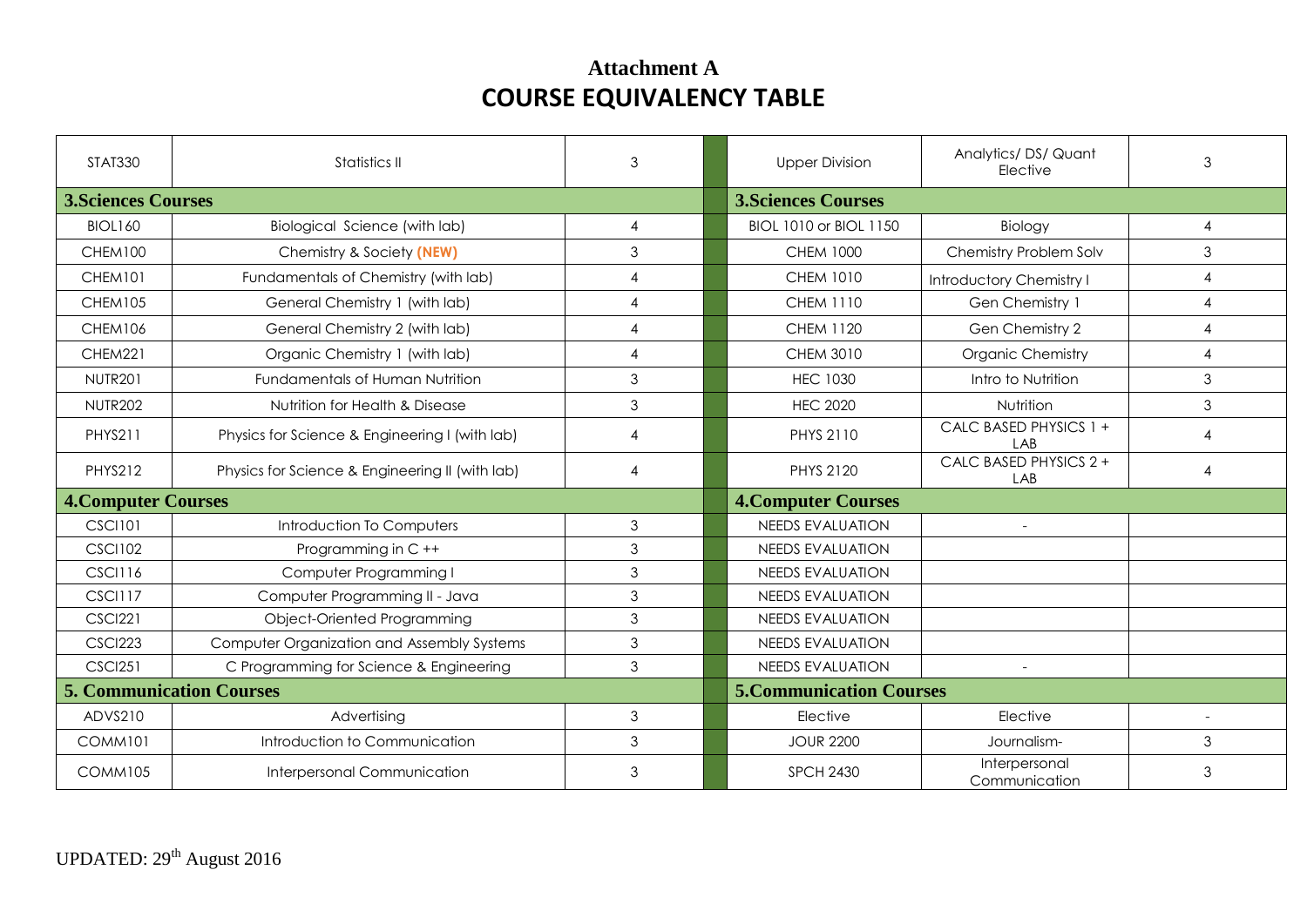## Attachment A

# COURSE EQUIVALENCY TABLE

| | | | | | |
|---|---|---|---|---|---|
| STAT330 | Statistics II | 3 | Upper Division | Analytics/ DS/ Quant Elective | 3 |
| **3.Sciences Courses** | | | **3.Sciences Courses** | | |
| BIOL160 | Biological Science (with lab) | 4 | BIOL 1010 or BIOL 1150 | Biology | 4 |
| CHEM100 | Chemistry & Society **(NEW)** | 3 | CHEM 1000 | Chemistry Problem Solv | 3 |
| CHEM101 | Fundamentals of Chemistry (with lab) | 4 | CHEM 1010 | Introductory Chemistry I | 4 |
| CHEM105 | General Chemistry 1 (with lab) | 4 | CHEM 1110 | Gen Chemistry 1 | 4 |
| CHEM106 | General Chemistry 2 (with lab) | 4 | CHEM 1120 | Gen Chemistry 2 | 4 |
| CHEM221 | Organic Chemistry 1 (with lab) | 4 | CHEM 3010 | Organic Chemistry | 4 |
| NUTR201 | Fundamentals of Human Nutrition | 3 | HEC 1030 | Intro to Nutrition | 3 |
| NUTR202 | Nutrition for Health & Disease | 3 | HEC 2020 | Nutrition | 3 |
| PHYS211 | Physics for Science & Engineering I (with lab) | 4 | PHYS 2110 | CALC BASED PHYSICS 1 + LAB | 4 |
| PHYS212 | Physics for Science & Engineering II (with lab) | 4 | PHYS 2120 | CALC BASED PHYSICS 2 + LAB | 4 |
| **4.Computer Courses** | | | **4.Computer Courses** | | |
| CSCI101 | Introduction To Computers | 3 | NEEDS EVALUATION | - | |
| CSCI102 | Programming in C ++ | 3 | NEEDS EVALUATION | | |
| CSCI116 | Computer Programming I | 3 | NEEDS EVALUATION | | |
| CSCI117 | Computer Programming II - Java | 3 | NEEDS EVALUATION | | |
| CSCI221 | Object-Oriented Programming | 3 | NEEDS EVALUATION | | |
| CSCI223 | Computer Organization and Assembly Systems | 3 | NEEDS EVALUATION | | |
| CSCI251 | C Programming for Science & Engineering | 3 | NEEDS EVALUATION | - | |
| **5. Communication Courses** | | | **5.Communication Courses** | | |
| ADVS210 | Advertising | 3 | Elective | Elective | - |
| COMM101 | Introduction to Communication | 3 | JOUR 2200 | Journalism- | 3 |
| COMM105 | Interpersonal Communication | 3 | SPCH 2430 | Interpersonal Communication | 3 |

UPDATED: 29th August 2016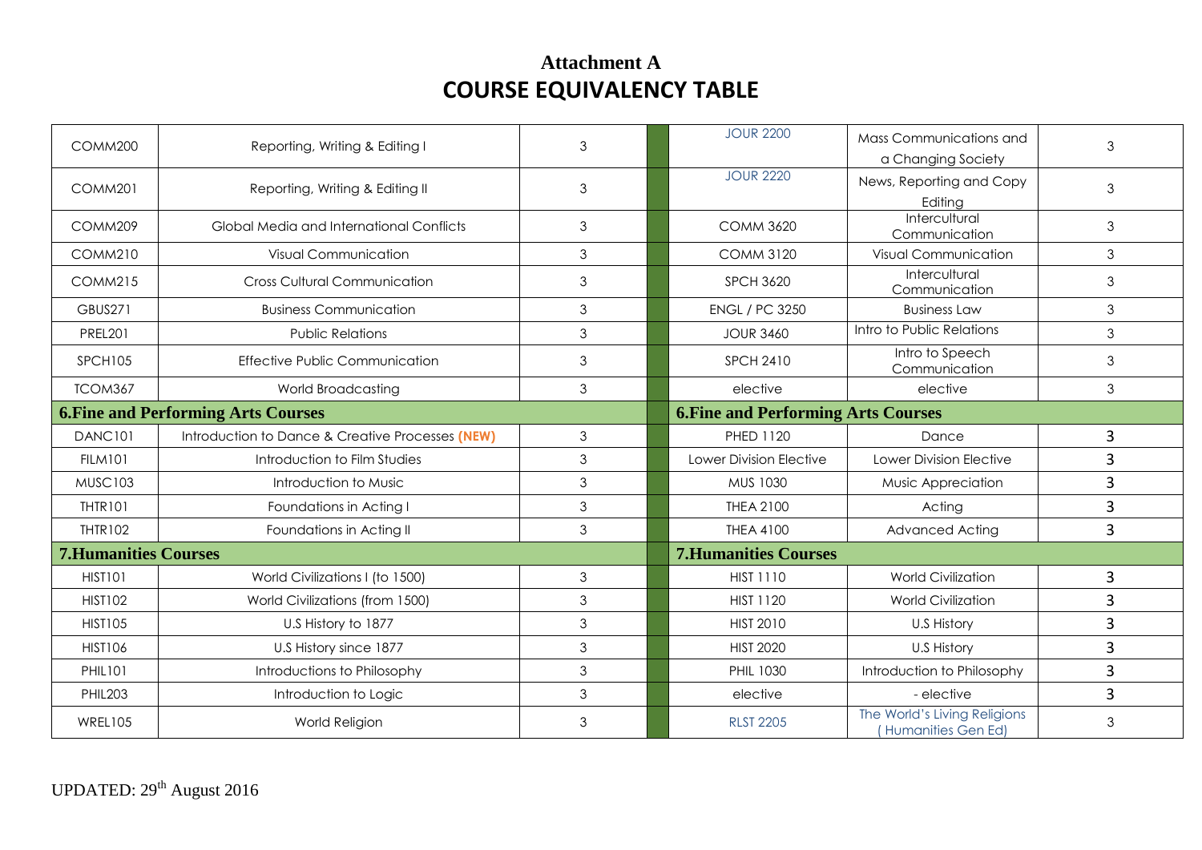**Attachment A**

# COURSE EQUIVALENCY TABLE

| | | | | | | |
|---|---|---|---|---|---|---|
| COMM200 | Reporting, Writing & Editing I | 3 | | JOUR 2200 | Mass Communications and a Changing Society | 3 |
| COMM201 | Reporting, Writing & Editing II | 3 | | JOUR 2220 | News, Reporting and Copy Editing | 3 |
| COMM209 | Global Media and International Conflicts | 3 | | COMM 3620 | Intercultural Communication | 3 |
| COMM210 | Visual Communication | 3 | | COMM 3120 | Visual Communication | 3 |
| COMM215 | Cross Cultural Communication | 3 | | SPCH 3620 | Intercultural Communication | 3 |
| GBUS271 | Business Communication | 3 | | ENGL / PC 3250 | Business Law | 3 |
| PREL201 | Public Relations | 3 | | JOUR 3460 | Intro to Public Relations | 3 |
| SPCH105 | Effective Public Communication | 3 | | SPCH 2410 | Intro to Speech Communication | 3 |
| TCOM367 | World Broadcasting | 3 | | elective | elective | 3 |
| **6.Fine and Performing Arts Courses** | | | | **6.Fine and Performing Arts Courses** | | |
| DANC101 | Introduction to Dance & Creative Processes **(NEW)** | 3 | | PHED 1120 | Dance | 3 |
| FILM101 | Introduction to Film Studies | 3 | | Lower Division Elective | Lower Division Elective | 3 |
| MUSC103 | Introduction to Music | 3 | | MUS 1030 | Music Appreciation | 3 |
| THTR101 | Foundations in Acting I | 3 | | THEA 2100 | Acting | 3 |
| THTR102 | Foundations in Acting II | 3 | | THEA 4100 | Advanced Acting | 3 |
| **7.Humanities Courses** | | | | **7.Humanities Courses** | | |
| HIST101 | World Civilizations I (to 1500) | 3 | | HIST 1110 | World Civilization | 3 |
| HIST102 | World Civilizations (from 1500) | 3 | | HIST 1120 | World Civilization | 3 |
| HIST105 | U.S History to 1877 | 3 | | HIST 2010 | U.S History | 3 |
| HIST106 | U.S History since 1877 | 3 | | HIST 2020 | U.S History | 3 |
| PHIL101 | Introductions to Philosophy | 3 | | PHIL 1030 | Introduction to Philosophy | 3 |
| PHIL203 | Introduction to Logic | 3 | | elective | - elective | 3 |
| WREL105 | World Religion | 3 | | RLST 2205 | The World's Living Religions ( Humanities Gen Ed) | 3 |

UPDATED: 29th August 2016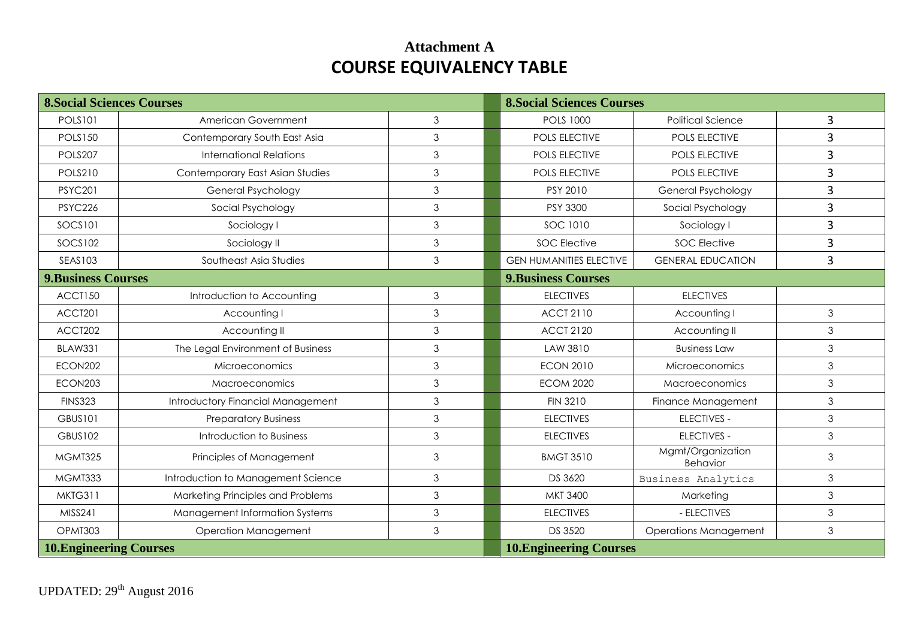**Attachment A**

# COURSE EQUIVALENCY TABLE

| **8.Social Sciences Courses** | | | | **8.Social Sciences Courses** | | |
|---|---|---|---|---|---|---|
| POLS101 | American Government | 3 | | POLS 1000 | Political Science | 3 |
| POLS150 | Contemporary South East Asia | 3 | | POLS ELECTIVE | POLS ELECTIVE | 3 |
| POLS207 | International Relations | 3 | | POLS ELECTIVE | POLS ELECTIVE | 3 |
| POLS210 | Contemporary East Asian Studies | 3 | | POLS ELECTIVE | POLS ELECTIVE | 3 |
| PSYC201 | General Psychology | 3 | | PSY 2010 | General Psychology | 3 |
| PSYC226 | Social Psychology | 3 | | PSY 3300 | Social Psychology | 3 |
| SOCS101 | Sociology I | 3 | | SOC 1010 | Sociology I | 3 |
| SOCS102 | Sociology II | 3 | | SOC Elective | SOC Elective | 3 |
| SEAS103 | Southeast Asia Studies | 3 | | GEN HUMANITIES ELECTIVE | GENERAL EDUCATION | 3 |
| **9.Business Courses** | | | | **9.Business Courses** | | |
| ACCT150 | Introduction to Accounting | 3 | | ELECTIVES | ELECTIVES | |
| ACCT201 | Accounting I | 3 | | ACCT 2110 | Accounting I | 3 |
| ACCT202 | Accounting II | 3 | | ACCT 2120 | Accounting II | 3 |
| BLAW331 | The Legal Environment of Business | 3 | | LAW 3810 | Business Law | 3 |
| ECON202 | Microeconomics | 3 | | ECON 2010 | Microeconomics | 3 |
| ECON203 | Macroeconomics | 3 | | ECOM 2020 | Macroeconomics | 3 |
| FINS323 | Introductory Financial Management | 3 | | FIN 3210 | Finance Management | 3 |
| GBUS101 | Preparatory Business | 3 | | ELECTIVES | ELECTIVES - | 3 |
| GBUS102 | Introduction to Business | 3 | | ELECTIVES | ELECTIVES - | 3 |
| MGMT325 | Principles of Management | 3 | | BMGT 3510 | Mgmt/Organization Behavior | 3 |
| MGMT333 | Introduction to Management Science | 3 | | DS 3620 | Business Analytics | 3 |
| MKTG311 | Marketing Principles and Problems | 3 | | MKT 3400 | Marketing | 3 |
| MISS241 | Management Information Systems | 3 | | ELECTIVES | - ELECTIVES | 3 |
| OPMT303 | Operation Management | 3 | | DS 3520 | Operations Management | 3 |
| **10.Engineering Courses** | | | | **10.Engineering Courses** | | |

UPDATED: 29th August 2016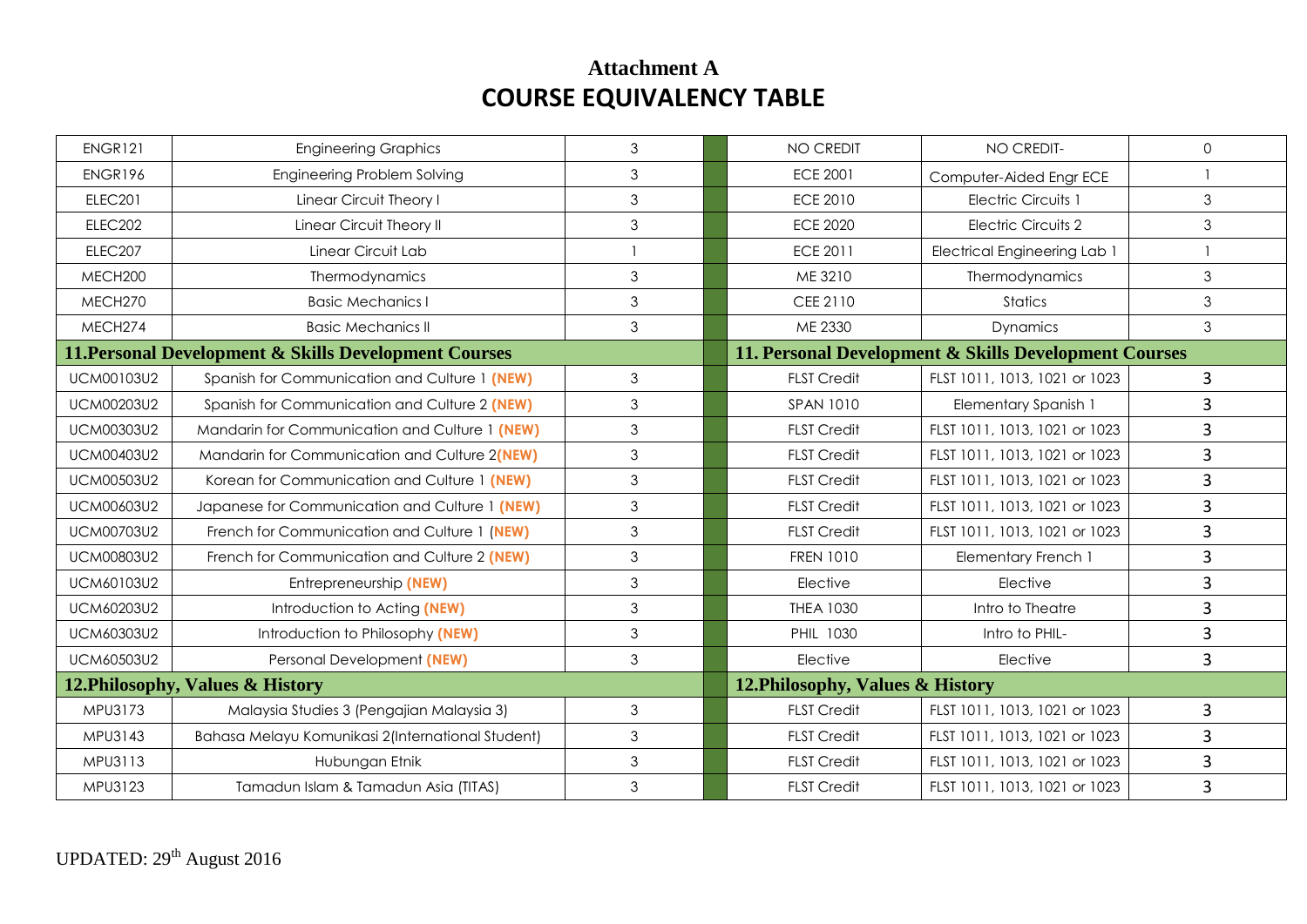**Attachment A**

# COURSE EQUIVALENCY TABLE

| | | | | | | |
|---|---|---|---|---|---|---|
| ENGR121 | Engineering Graphics | 3 | | NO CREDIT | NO CREDIT- | 0 |
| ENGR196 | Engineering Problem Solving | 3 | | ECE 2001 | Computer-Aided Engr ECE | 1 |
| ELEC201 | Linear Circuit Theory I | 3 | | ECE 2010 | Electric Circuits 1 | 3 |
| ELEC202 | Linear Circuit Theory II | 3 | | ECE 2020 | Electric Circuits 2 | 3 |
| ELEC207 | Linear Circuit Lab | 1 | | ECE 2011 | Electrical Engineering Lab 1 | 1 |
| MECH200 | Thermodynamics | 3 | | ME 3210 | Thermodynamics | 3 |
| MECH270 | Basic Mechanics I | 3 | | CEE 2110 | Statics | 3 |
| MECH274 | Basic Mechanics II | 3 | | ME 2330 | Dynamics | 3 |
| **11.Personal Development & Skills Development Courses** | | | | **11. Personal Development & Skills Development Courses** | | |
| UCM00103U2 | Spanish for Communication and Culture 1 **(NEW)** | 3 | | FLST Credit | FLST 1011, 1013, 1021 or 1023 | 3 |
| UCM00203U2 | Spanish for Communication and Culture 2 **(NEW)** | 3 | | SPAN 1010 | Elementary Spanish 1 | 3 |
| UCM00303U2 | Mandarin for Communication and Culture 1 **(NEW)** | 3 | | FLST Credit | FLST 1011, 1013, 1021 or 1023 | 3 |
| UCM00403U2 | Mandarin for Communication and Culture 2**(NEW)** | 3 | | FLST Credit | FLST 1011, 1013, 1021 or 1023 | 3 |
| UCM00503U2 | Korean for Communication and Culture 1 **(NEW)** | 3 | | FLST Credit | FLST 1011, 1013, 1021 or 1023 | 3 |
| UCM00603U2 | Japanese for Communication and Culture 1 **(NEW)** | 3 | | FLST Credit | FLST 1011, 1013, 1021 or 1023 | 3 |
| UCM00703U2 | French for Communication and Culture 1 (**NEW)** | 3 | | FLST Credit | FLST 1011, 1013, 1021 or 1023 | 3 |
| UCM00803U2 | French for Communication and Culture 2 **(NEW)** | 3 | | FREN 1010 | Elementary French 1 | 3 |
| UCM60103U2 | Entrepreneurship **(NEW)** | 3 | | Elective | Elective | 3 |
| UCM60203U2 | Introduction to Acting **(NEW)** | 3 | | THEA 1030 | Intro to Theatre | 3 |
| UCM60303U2 | Introduction to Philosophy **(NEW)** | 3 | | PHIL 1030 | Intro to PHIL- | 3 |
| UCM60503U2 | Personal Development **(NEW)** | 3 | | Elective | Elective | 3 |
| **12.Philosophy, Values & History** | | | | **12.Philosophy, Values & History** | | |
| MPU3173 | Malaysia Studies 3 (Pengajian Malaysia 3) | 3 | | FLST Credit | FLST 1011, 1013, 1021 or 1023 | 3 |
| MPU3143 | Bahasa Melayu Komunikasi 2(International Student) | 3 | | FLST Credit | FLST 1011, 1013, 1021 or 1023 | 3 |
| MPU3113 | Hubungan Etnik | 3 | | FLST Credit | FLST 1011, 1013, 1021 or 1023 | 3 |
| MPU3123 | Tamadun Islam & Tamadun Asia (TITAS) | 3 | | FLST Credit | FLST 1011, 1013, 1021 or 1023 | 3 |

UPDATED: 29th August 2016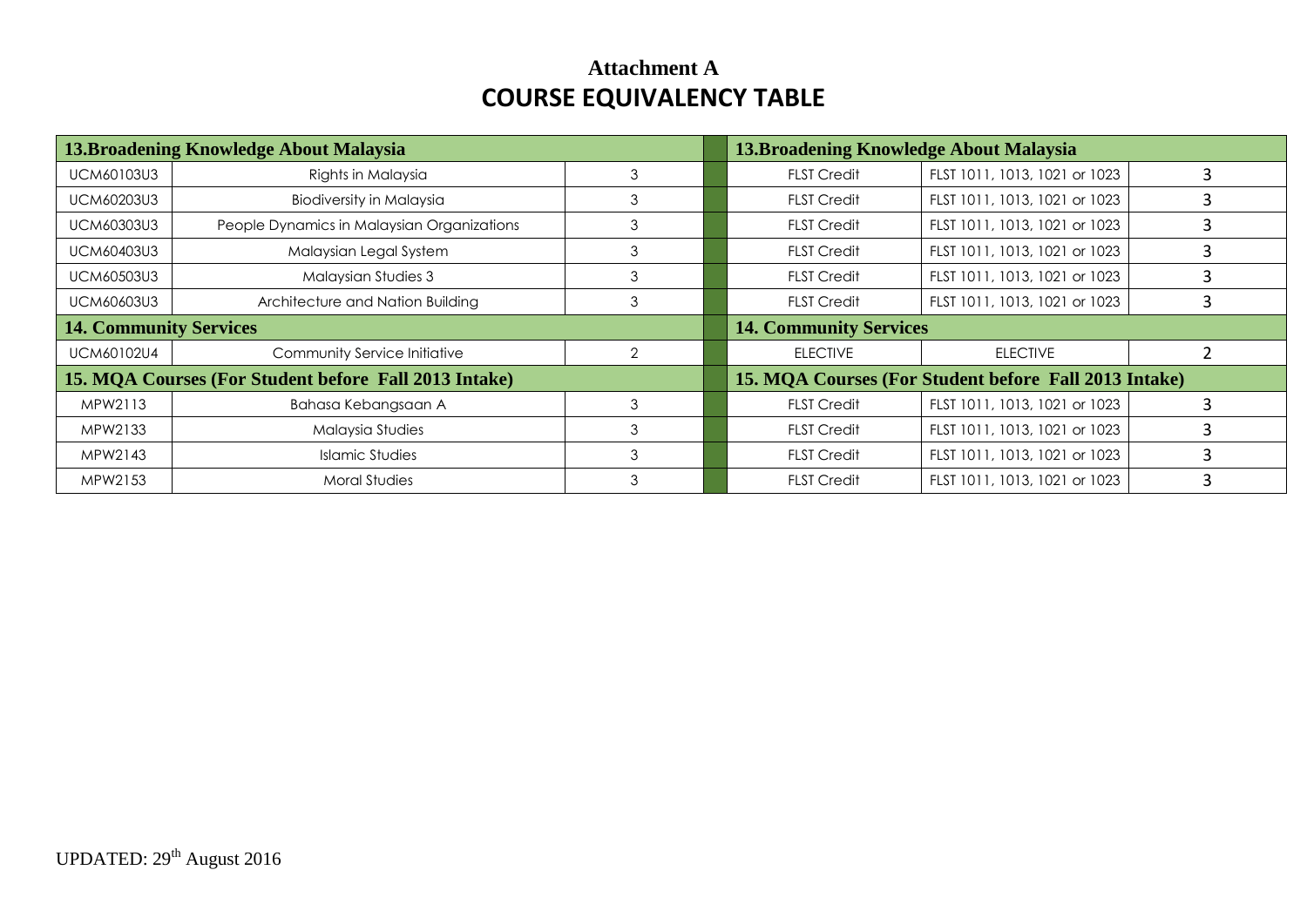**Attachment A**

# COURSE EQUIVALENCY TABLE

| | | | | | |
|---|---|---|---|---|---|
| **13.Broadening Knowledge About Malaysia** | | | **13.Broadening Knowledge About Malaysia** | | |
| UCM60103U3 | Rights in Malaysia | 3 | FLST Credit | FLST 1011, 1013, 1021 or 1023 | 3 |
| UCM60203U3 | Biodiversity in Malaysia | 3 | FLST Credit | FLST 1011, 1013, 1021 or 1023 | 3 |
| UCM60303U3 | People Dynamics in Malaysian Organizations | 3 | FLST Credit | FLST 1011, 1013, 1021 or 1023 | 3 |
| UCM60403U3 | Malaysian Legal System | 3 | FLST Credit | FLST 1011, 1013, 1021 or 1023 | 3 |
| UCM60503U3 | Malaysian Studies 3 | 3 | FLST Credit | FLST 1011, 1013, 1021 or 1023 | 3 |
| UCM60603U3 | Architecture and Nation Building | 3 | FLST Credit | FLST 1011, 1013, 1021 or 1023 | 3 |
| **14. Community Services** | | | **14. Community Services** | | |
| UCM60102U4 | Community Service Initiative | 2 | ELECTIVE | ELECTIVE | 2 |
| **15. MQA Courses (For Student before Fall 2013 Intake)** | | | **15. MQA Courses (For Student before Fall 2013 Intake)** | | |
| MPW2113 | Bahasa Kebangsaan A | 3 | FLST Credit | FLST 1011, 1013, 1021 or 1023 | 3 |
| MPW2133 | Malaysia Studies | 3 | FLST Credit | FLST 1011, 1013, 1021 or 1023 | 3 |
| MPW2143 | Islamic Studies | 3 | FLST Credit | FLST 1011, 1013, 1021 or 1023 | 3 |
| MPW2153 | Moral Studies | 3 | FLST Credit | FLST 1011, 1013, 1021 or 1023 | 3 |

UPDATED: 29th August 2016